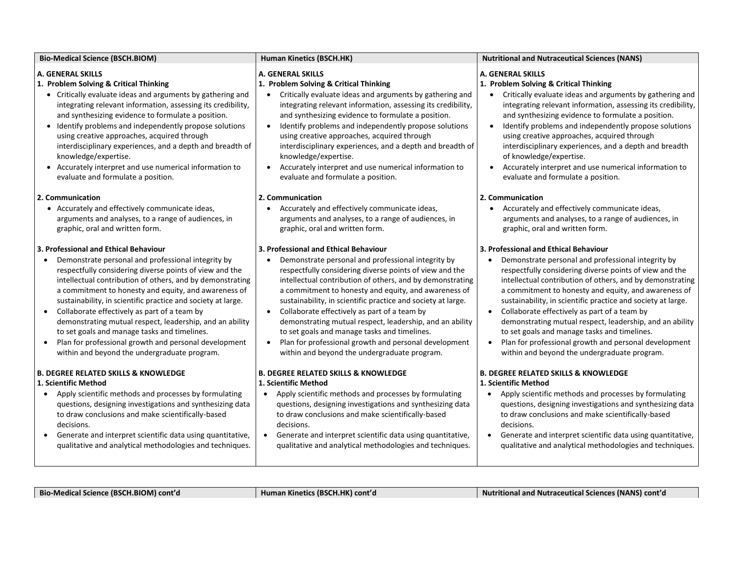| Bio-Medical Science (BSCH.BIOM) | Human Kinetics (BSCH.HK) | Nutritional and Nutraceutical Sciences (NANS) |
|---|---|---|
| **A. GENERAL SKILLS**<br>**1. Problem Solving & Critical Thinking**<br>• Critically evaluate ideas and arguments by gathering and integrating relevant information, assessing its credibility, and synthesizing evidence to formulate a position.<br>• Identify problems and independently propose solutions using creative approaches, acquired through interdisciplinary experiences, and a depth and breadth of knowledge/expertise.<br>• Accurately interpret and use numerical information to evaluate and formulate a position.<br><br>**2. Communication**<br>• Accurately and effectively communicate ideas, arguments and analyses, to a range of audiences, in graphic, oral and written form.<br><br>**3. Professional and Ethical Behaviour**<br>• Demonstrate personal and professional integrity by respectfully considering diverse points of view and the intellectual contribution of others, and by demonstrating a commitment to honesty and equity, and awareness of sustainability, in scientific practice and society at large.<br>• Collaborate effectively as part of a team by demonstrating mutual respect, leadership, and an ability to set goals and manage tasks and timelines.<br>• Plan for professional growth and personal development within and beyond the undergraduate program.<br><br>**B. DEGREE RELATED SKILLS & KNOWLEDGE**<br>**1. Scientific Method**<br>• Apply scientific methods and processes by formulating questions, designing investigations and synthesizing data to draw conclusions and make scientifically-based decisions.<br>• Generate and interpret scientific data using quantitative, qualitative and analytical methodologies and techniques. | **A. GENERAL SKILLS**<br>**1. Problem Solving & Critical Thinking**<br>• Critically evaluate ideas and arguments by gathering and integrating relevant information, assessing its credibility, and synthesizing evidence to formulate a position.<br>• Identify problems and independently propose solutions using creative approaches, acquired through interdisciplinary experiences, and a depth and breadth of knowledge/expertise.<br>• Accurately interpret and use numerical information to evaluate and formulate a position.<br><br>**2. Communication**<br>• Accurately and effectively communicate ideas, arguments and analyses, to a range of audiences, in graphic, oral and written form.<br><br>**3. Professional and Ethical Behaviour**<br>• Demonstrate personal and professional integrity by respectfully considering diverse points of view and the intellectual contribution of others, and by demonstrating a commitment to honesty and equity, and awareness of sustainability, in scientific practice and society at large.<br>• Collaborate effectively as part of a team by demonstrating mutual respect, leadership, and an ability to set goals and manage tasks and timelines.<br>• Plan for professional growth and personal development within and beyond the undergraduate program.<br><br>**B. DEGREE RELATED SKILLS & KNOWLEDGE**<br>**1. Scientific Method**<br>• Apply scientific methods and processes by formulating questions, designing investigations and synthesizing data to draw conclusions and make scientifically-based decisions.<br>• Generate and interpret scientific data using quantitative, qualitative and analytical methodologies and techniques. | **A. GENERAL SKILLS**<br>**1. Problem Solving & Critical Thinking**<br>• Critically evaluate ideas and arguments by gathering and integrating relevant information, assessing its credibility, and synthesizing evidence to formulate a position.<br>• Identify problems and independently propose solutions using creative approaches, acquired through interdisciplinary experiences, and a depth and breadth of knowledge/expertise.<br>• Accurately interpret and use numerical information to evaluate and formulate a position.<br><br>**2. Communication**<br>• Accurately and effectively communicate ideas, arguments and analyses, to a range of audiences, in graphic, oral and written form.<br><br>**3. Professional and Ethical Behaviour**<br>• Demonstrate personal and professional integrity by respectfully considering diverse points of view and the intellectual contribution of others, and by demonstrating a commitment to honesty and equity, and awareness of sustainability, in scientific practice and society at large.<br>• Collaborate effectively as part of a team by demonstrating mutual respect, leadership, and an ability to set goals and manage tasks and timelines.<br>• Plan for professional growth and personal development within and beyond the undergraduate program.<br><br>**B. DEGREE RELATED SKILLS & KNOWLEDGE**<br>**1. Scientific Method**<br>• Apply scientific methods and processes by formulating questions, designing investigations and synthesizing data to draw conclusions and make scientifically-based decisions.<br>• Generate and interpret scientific data using quantitative, qualitative and analytical methodologies and techniques. |

| Bio-Medical Science (BSCH.BIOM) cont'd | Human Kinetics (BSCH.HK) cont'd | Nutritional and Nutraceutical Sciences (NANS) cont'd |
|---|---|---|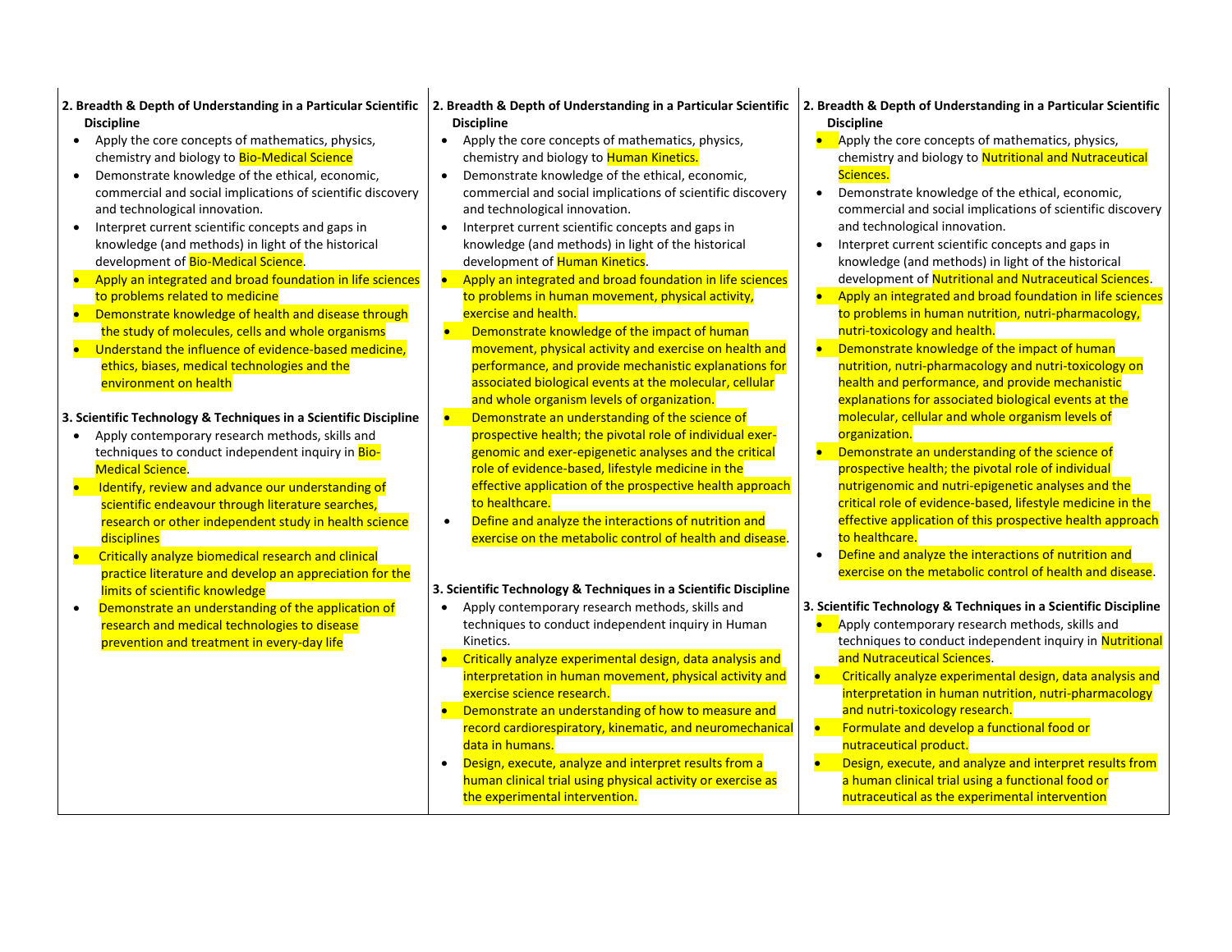| | | |
|---|---|---|
| **2. Breadth & Depth of Understanding in a Particular Scientific Discipline**<br>• Apply the core concepts of mathematics, physics, chemistry and biology to Bio-Medical Science<br>• Demonstrate knowledge of the ethical, economic, commercial and social implications of scientific discovery and technological innovation.<br>• Interpret current scientific concepts and gaps in knowledge (and methods) in light of the historical development of Bio-Medical Science.<br>• Apply an integrated and broad foundation in life sciences to problems related to medicine<br>• Demonstrate knowledge of health and disease through the study of molecules, cells and whole organisms<br>• Understand the influence of evidence-based medicine, ethics, biases, medical technologies and the environment on health<br><br>**3. Scientific Technology & Techniques in a Scientific Discipline**<br>• Apply contemporary research methods, skills and techniques to conduct independent inquiry in Bio-Medical Science.<br>• Identify, review and advance our understanding of scientific endeavour through literature searches, research or other independent study in health science disciplines<br>• Critically analyze biomedical research and clinical practice literature and develop an appreciation for the limits of scientific knowledge<br>• Demonstrate an understanding of the application of research and medical technologies to disease prevention and treatment in every-day life | **2. Breadth & Depth of Understanding in a Particular Scientific Discipline**<br>• Apply the core concepts of mathematics, physics, chemistry and biology to Human Kinetics.<br>• Demonstrate knowledge of the ethical, economic, commercial and social implications of scientific discovery and technological innovation.<br>• Interpret current scientific concepts and gaps in knowledge (and methods) in light of the historical development of Human Kinetics.<br>• Apply an integrated and broad foundation in life sciences to problems in human movement, physical activity, exercise and health.<br>• Demonstrate knowledge of the impact of human movement, physical activity and exercise on health and performance, and provide mechanistic explanations for associated biological events at the molecular, cellular and whole organism levels of organization.<br>• Demonstrate an understanding of the science of prospective health; the pivotal role of individual exer-genomic and exer-epigenetic analyses and the critical role of evidence-based, lifestyle medicine in the effective application of the prospective health approach to healthcare.<br>• Define and analyze the interactions of nutrition and exercise on the metabolic control of health and disease.<br><br>**3. Scientific Technology & Techniques in a Scientific Discipline**<br>• Apply contemporary research methods, skills and techniques to conduct independent inquiry in Human Kinetics.<br>• Critically analyze experimental design, data analysis and interpretation in human movement, physical activity and exercise science research.<br>• Demonstrate an understanding of how to measure and record cardiorespiratory, kinematic, and neuromechanical data in humans.<br>• Design, execute, analyze and interpret results from a human clinical trial using physical activity or exercise as the experimental intervention. | **2. Breadth & Depth of Understanding in a Particular Scientific Discipline**<br>• Apply the core concepts of mathematics, physics, chemistry and biology to Nutritional and Nutraceutical Sciences.<br>• Demonstrate knowledge of the ethical, economic, commercial and social implications of scientific discovery and technological innovation.<br>• Interpret current scientific concepts and gaps in knowledge (and methods) in light of the historical development of Nutritional and Nutraceutical Sciences.<br>• Apply an integrated and broad foundation in life sciences to problems in human nutrition, nutri-pharmacology, nutri-toxicology and health.<br>• Demonstrate knowledge of the impact of human nutrition, nutri-pharmacology and nutri-toxicology on health and performance, and provide mechanistic explanations for associated biological events at the molecular, cellular and whole organism levels of organization.<br>• Demonstrate an understanding of the science of prospective health; the pivotal role of individual nutrigenomic and nutri-epigenetic analyses and the critical role of evidence-based, lifestyle medicine in the effective application of this prospective health approach to healthcare.<br>• Define and analyze the interactions of nutrition and exercise on the metabolic control of health and disease.<br><br>**3. Scientific Technology & Techniques in a Scientific Discipline**<br>• Apply contemporary research methods, skills and techniques to conduct independent inquiry in Nutritional and Nutraceutical Sciences.<br>• Critically analyze experimental design, data analysis and interpretation in human nutrition, nutri-pharmacology and nutri-toxicology research.<br>• Formulate and develop a functional food or nutraceutical product.<br>• Design, execute, and analyze and interpret results from a human clinical trial using a functional food or nutraceutical as the experimental intervention |